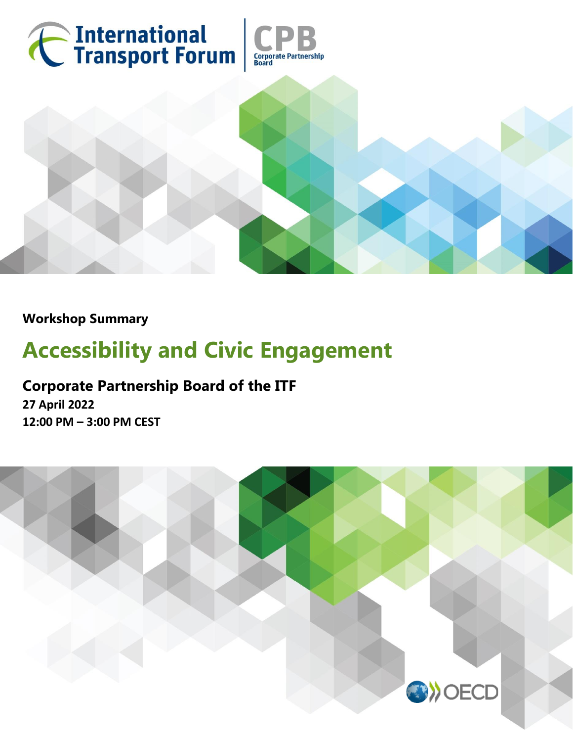International Transport Forum | CPB Corporate Partnership Board

**Workshop Summary**

# Accessibility and Civic Engagement

## Corporate Partnership Board of the ITF

**27 April 2022**

**12:00 PM – 3:00 PM CEST**

OECD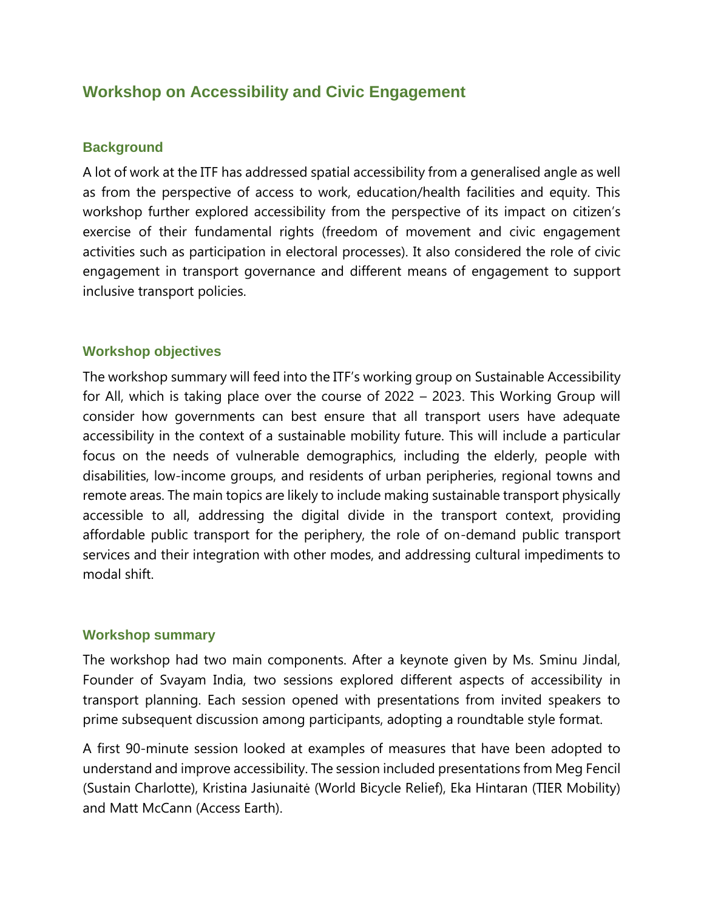## Workshop on Accessibility and Civic Engagement

### Background

A lot of work at the ITF has addressed spatial accessibility from a generalised angle as well as from the perspective of access to work, education/health facilities and equity. This workshop further explored accessibility from the perspective of its impact on citizen's exercise of their fundamental rights (freedom of movement and civic engagement activities such as participation in electoral processes). It also considered the role of civic engagement in transport governance and different means of engagement to support inclusive transport policies.

### Workshop objectives

The workshop summary will feed into the ITF's working group on Sustainable Accessibility for All, which is taking place over the course of 2022 – 2023. This Working Group will consider how governments can best ensure that all transport users have adequate accessibility in the context of a sustainable mobility future. This will include a particular focus on the needs of vulnerable demographics, including the elderly, people with disabilities, low-income groups, and residents of urban peripheries, regional towns and remote areas. The main topics are likely to include making sustainable transport physically accessible to all, addressing the digital divide in the transport context, providing affordable public transport for the periphery, the role of on-demand public transport services and their integration with other modes, and addressing cultural impediments to modal shift.

### Workshop summary

The workshop had two main components. After a keynote given by Ms. Sminu Jindal, Founder of Svayam India, two sessions explored different aspects of accessibility in transport planning. Each session opened with presentations from invited speakers to prime subsequent discussion among participants, adopting a roundtable style format.

A first 90-minute session looked at examples of measures that have been adopted to understand and improve accessibility. The session included presentations from Meg Fencil (Sustain Charlotte), Kristina Jasiunaitė (World Bicycle Relief), Eka Hintaran (TIER Mobility) and Matt McCann (Access Earth).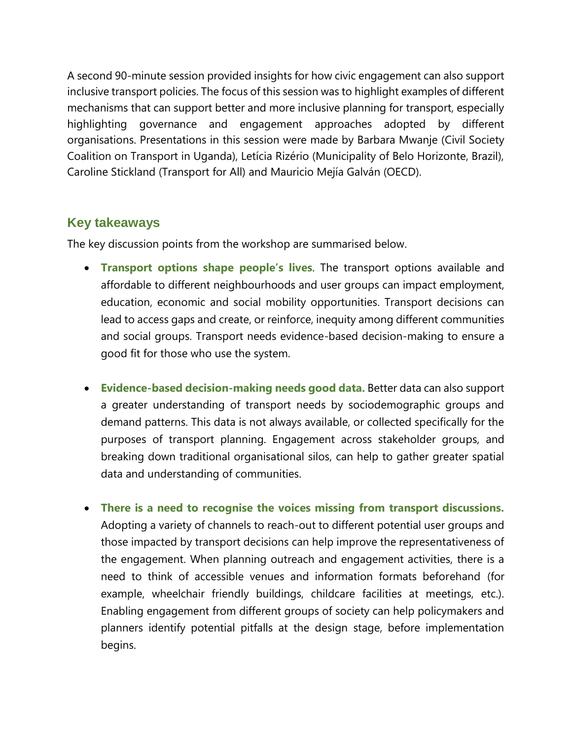A second 90-minute session provided insights for how civic engagement can also support inclusive transport policies. The focus of this session was to highlight examples of different mechanisms that can support better and more inclusive planning for transport, especially highlighting governance and engagement approaches adopted by different organisations. Presentations in this session were made by Barbara Mwanje (Civil Society Coalition on Transport in Uganda), Letícia Rizério (Municipality of Belo Horizonte, Brazil), Caroline Stickland (Transport for All) and Mauricio Mejía Galván (OECD).

## Key takeaways

The key discussion points from the workshop are summarised below.

- **Transport options shape people's lives**. The transport options available and affordable to different neighbourhoods and user groups can impact employment, education, economic and social mobility opportunities. Transport decisions can lead to access gaps and create, or reinforce, inequity among different communities and social groups. Transport needs evidence-based decision-making to ensure a good fit for those who use the system.

- **Evidence-based decision-making needs good data.** Better data can also support a greater understanding of transport needs by sociodemographic groups and demand patterns. This data is not always available, or collected specifically for the purposes of transport planning. Engagement across stakeholder groups, and breaking down traditional organisational silos, can help to gather greater spatial data and understanding of communities.

- **There is a need to recognise the voices missing from transport discussions.** Adopting a variety of channels to reach-out to different potential user groups and those impacted by transport decisions can help improve the representativeness of the engagement. When planning outreach and engagement activities, there is a need to think of accessible venues and information formats beforehand (for example, wheelchair friendly buildings, childcare facilities at meetings, etc.). Enabling engagement from different groups of society can help policymakers and planners identify potential pitfalls at the design stage, before implementation begins.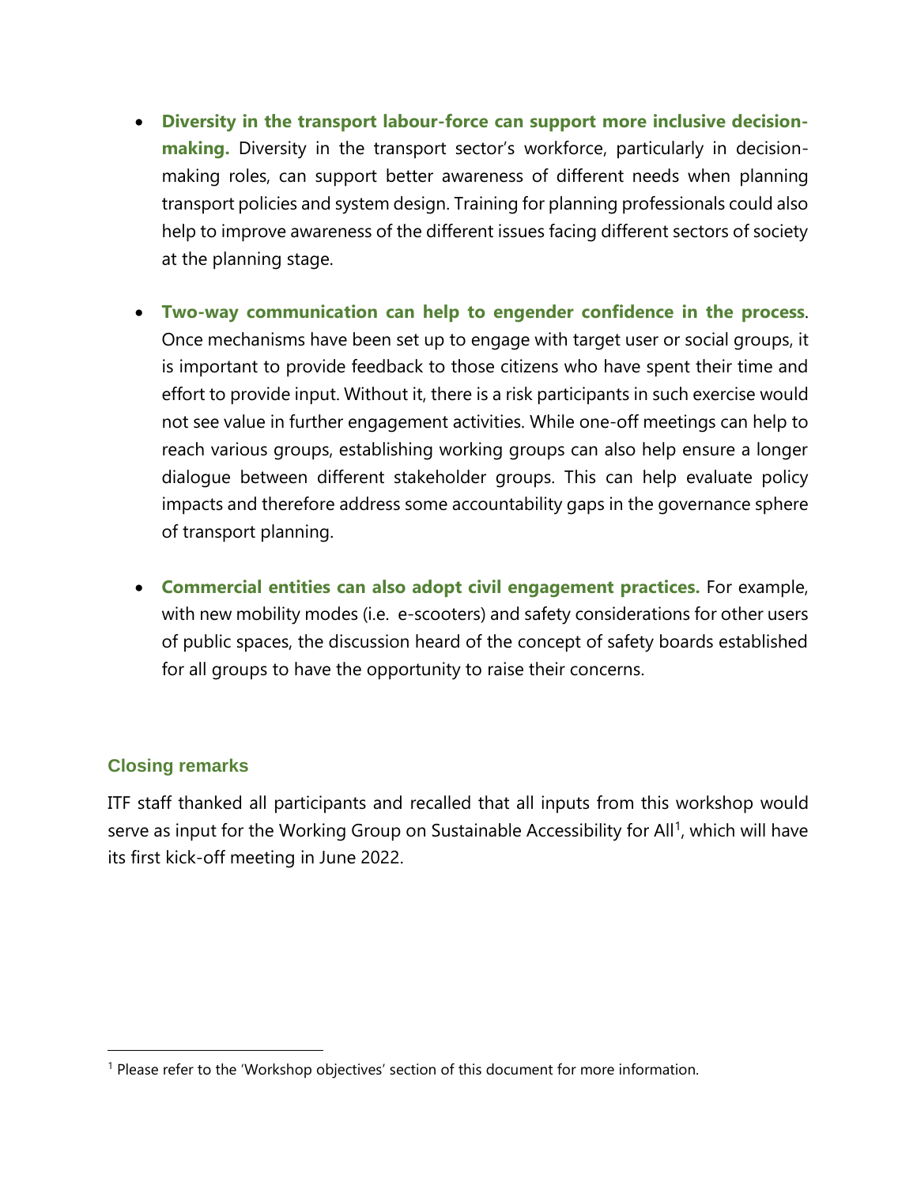- **Diversity in the transport labour-force can support more inclusive decision-making.** Diversity in the transport sector's workforce, particularly in decision-making roles, can support better awareness of different needs when planning transport policies and system design. Training for planning professionals could also help to improve awareness of the different issues facing different sectors of society at the planning stage.

- **Two-way communication can help to engender confidence in the process**. Once mechanisms have been set up to engage with target user or social groups, it is important to provide feedback to those citizens who have spent their time and effort to provide input. Without it, there is a risk participants in such exercise would not see value in further engagement activities. While one-off meetings can help to reach various groups, establishing working groups can also help ensure a longer dialogue between different stakeholder groups. This can help evaluate policy impacts and therefore address some accountability gaps in the governance sphere of transport planning.

- **Commercial entities can also adopt civil engagement practices.** For example, with new mobility modes (i.e. e-scooters) and safety considerations for other users of public spaces, the discussion heard of the concept of safety boards established for all groups to have the opportunity to raise their concerns.

## Closing remarks

ITF staff thanked all participants and recalled that all inputs from this workshop would serve as input for the Working Group on Sustainable Accessibility for All[1], which will have its first kick-off meeting in June 2022.

[1] Please refer to the 'Workshop objectives' section of this document for more information.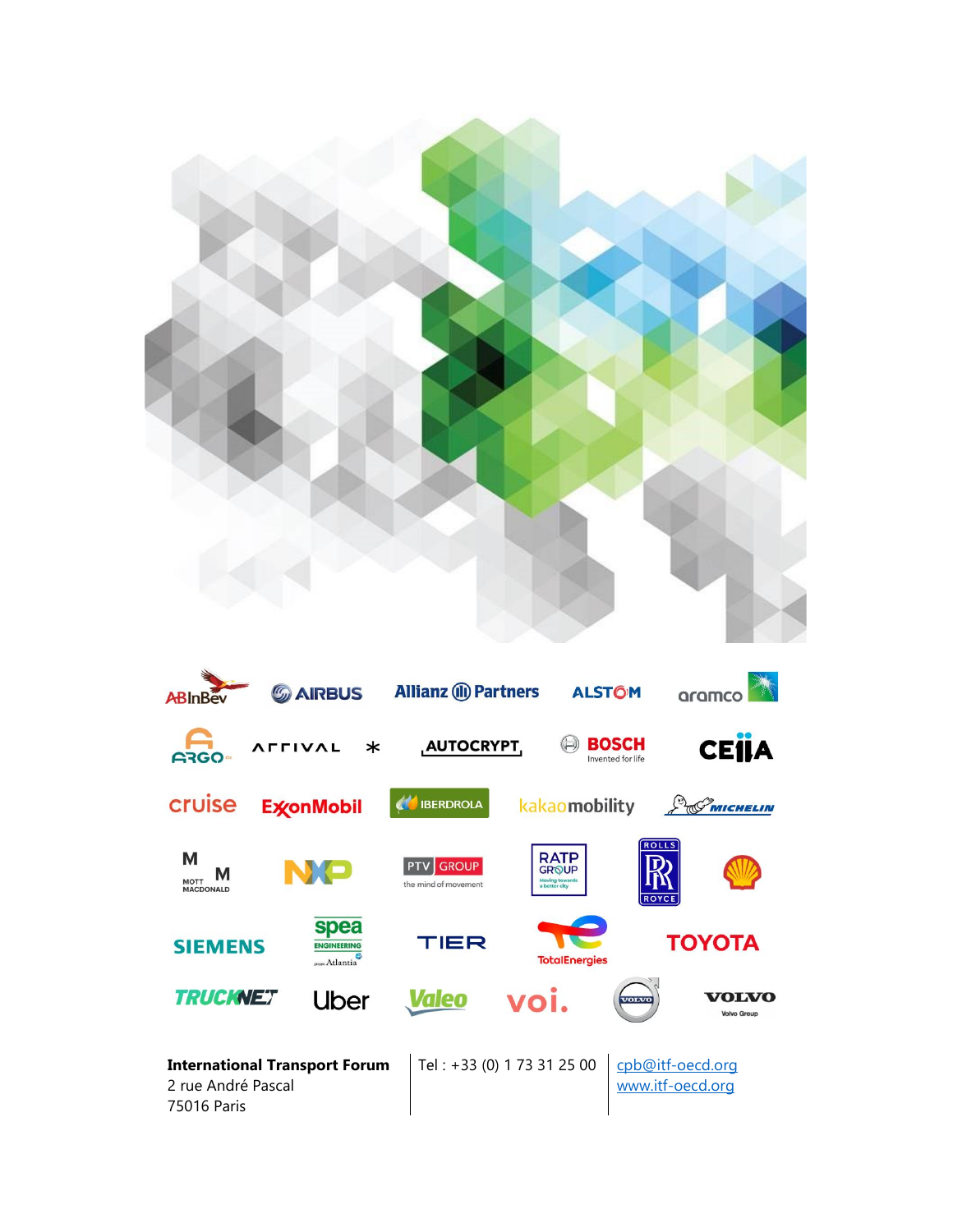**International Transport Forum**
2 rue André Pascal
75016 Paris

Tel : +33 (0) 1 73 31 25 00

cpb@itf-oecd.org
www.itf-oecd.org